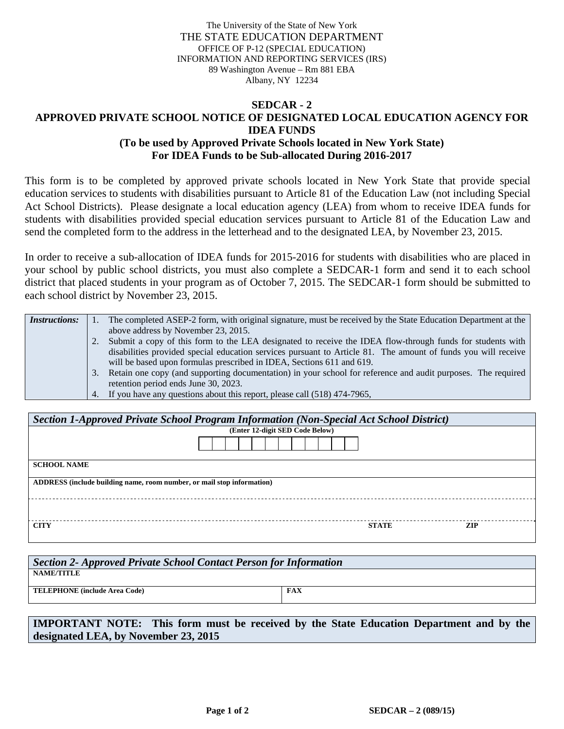The University of the State of New York
THE STATE EDUCATION DEPARTMENT
OFFICE OF P-12 (SPECIAL EDUCATION)
INFORMATION AND REPORTING SERVICES (IRS)
89 Washington Avenue – Rm 881 EBA
Albany, NY 12234

# SEDCAR - 2
# APPROVED PRIVATE SCHOOL NOTICE OF DESIGNATED LOCAL EDUCATION AGENCY FOR IDEA FUNDS
## (To be used by Approved Private Schools located in New York State)
## For IDEA Funds to be Sub-allocated During 2016-2017

This form is to be completed by approved private schools located in New York State that provide special education services to students with disabilities pursuant to Article 81 of the Education Law (not including Special Act School Districts). Please designate a local education agency (LEA) from whom to receive IDEA funds for students with disabilities provided special education services pursuant to Article 81 of the Education Law and send the completed form to the address in the letterhead and to the designated LEA, by November 23, 2015.

In order to receive a sub-allocation of IDEA funds for 2015-2016 for students with disabilities who are placed in your school by public school districts, you must also complete a SEDCAR-1 form and send it to each school district that placed students in your program as of October 7, 2015. The SEDCAR-1 form should be submitted to each school district by November 23, 2015.

| ***Instructions:*** | 1. The completed ASEP-2 form, with original signature, must be received by the State Education Department at the above address by November 23, 2015.<br>2. Submit a copy of this form to the LEA designated to receive the IDEA flow-through funds for students with disabilities provided special education services pursuant to Article 81. The amount of funds you will receive will be based upon formulas prescribed in IDEA, Sections 611 and 619.<br>3. Retain one copy (and supporting documentation) in your school for reference and audit purposes. The required retention period ends June 30, 2023.<br>4. If you have any questions about this report, please call (518) 474-7965, |
|---|---|

| ***Section 1-Approved Private School Program Information (Non-Special Act School District)*** | | |
|---|---|---|
| **(Enter 12-digit SED Code Below)** | | |
| **SCHOOL NAME** | | |
| **ADDRESS (include building name, room number, or mail stop information)** | | |
| | | |
| **CITY** | **STATE** | **ZIP** |

| ***Section 2- Approved Private School Contact Person for Information*** | |
|---|---|
| **NAME/TITLE** | |
| **TELEPHONE (include Area Code)** | **FAX** |

**IMPORTANT NOTE: This form must be received by the State Education Department and by the designated LEA, by November 23, 2015**

**SEDCAR – 2 (089/15)**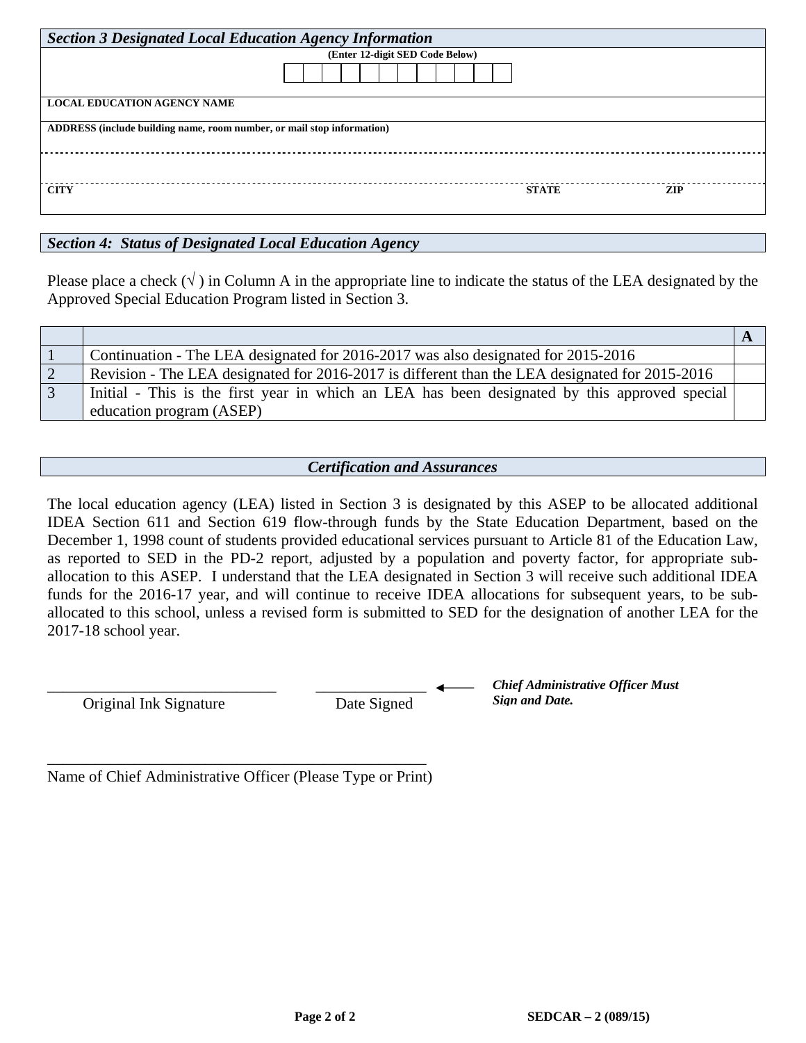### *Section 3 Designated Local Education Agency Information*

**(Enter 12-digit SED Code Below)**

| | | | | | | | | | | | |
|---|---|---|---|---|---|---|---|---|---|---|---|
| | | | | | | | | | | | |

**LOCAL EDUCATION AGENCY NAME**

**ADDRESS (include building name, room number, or mail stop information)**

**CITY** **STATE** **ZIP**

### *Section 4: Status of Designated Local Education Agency*

Please place a check (√ ) in Column A in the appropriate line to indicate the status of the LEA designated by the Approved Special Education Program listed in Section 3.

| | | A |
|---|---|---|
| 1 | Continuation - The LEA designated for 2016-2017 was also designated for 2015-2016 | |
| 2 | Revision - The LEA designated for 2016-2017 is different than the LEA designated for 2015-2016 | |
| 3 | Initial - This is the first year in which an LEA has been designated by this approved special education program (ASEP) | |

### *Certification and Assurances*

The local education agency (LEA) listed in Section 3 is designated by this ASEP to be allocated additional IDEA Section 611 and Section 619 flow-through funds by the State Education Department, based on the December 1, 1998 count of students provided educational services pursuant to Article 81 of the Education Law, as reported to SED in the PD-2 report, adjusted by a population and poverty factor, for appropriate sub-allocation to this ASEP. I understand that the LEA designated in Section 3 will receive such additional IDEA funds for the 2016-17 year, and will continue to receive IDEA allocations for subsequent years, to be sub-allocated to this school, unless a revised form is submitted to SED for the designation of another LEA for the 2017-18 school year.

_____________________________ ______________ ←

Original Ink Signature Date Signed

***Chief Administrative Officer Must Sign and Date.***

_________________________________________________

Name of Chief Administrative Officer (Please Type or Print)

SEDCAR – 2 (089/15)